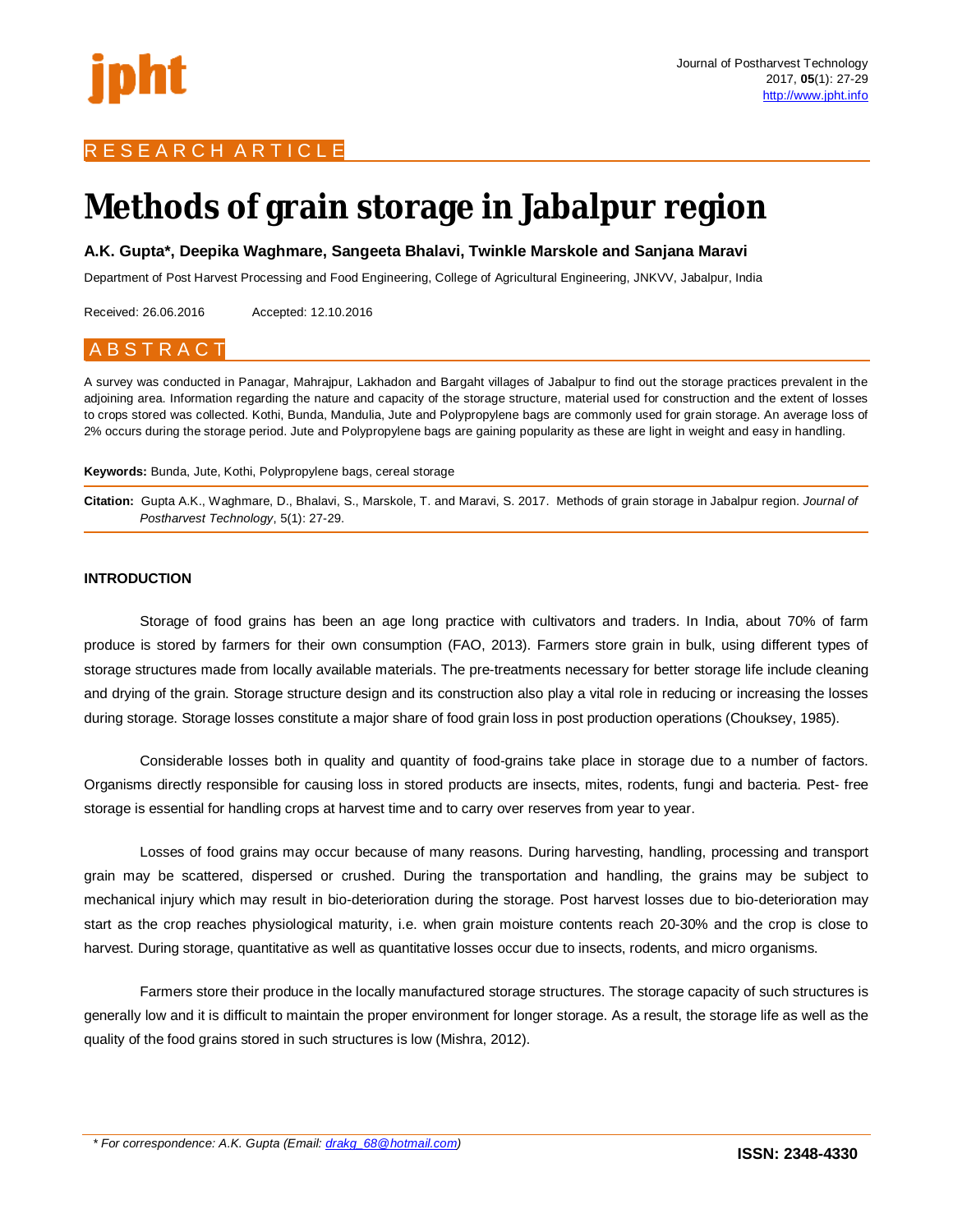RESEARCH ARTICLE

# Methods of grain storage in Jabalpur region

**A.K. Gupta*, Deepika Waghmare, Sangeeta Bhalavi, Twinkle Marskole and Sanjana Maravi**

Department of Post Harvest Processing and Food Engineering, College of Agricultural Engineering, JNKVV, Jabalpur, India

Received: 26.06.2016 Accepted: 12.10.2016

## ABSTRACT

A survey was conducted in Panagar, Mahrajpur, Lakhadon and Bargaht villages of Jabalpur to find out the storage practices prevalent in the adjoining area. Information regarding the nature and capacity of the storage structure, material used for construction and the extent of losses to crops stored was collected. Kothi, Bunda, Mandulia, Jute and Polypropylene bags are commonly used for grain storage. An average loss of 2% occurs during the storage period. Jute and Polypropylene bags are gaining popularity as these are light in weight and easy in handling.

**Keywords:** Bunda, Jute, Kothi, Polypropylene bags, cereal storage

**Citation:** Gupta A.K., Waghmare, D., Bhalavi, S., Marskole, T. and Maravi, S. 2017. Methods of grain storage in Jabalpur region. *Journal of Postharvest Technology*, 5(1): 27-29.

## INTRODUCTION

Storage of food grains has been an age long practice with cultivators and traders. In India, about 70% of farm produce is stored by farmers for their own consumption (FAO, 2013). Farmers store grain in bulk, using different types of storage structures made from locally available materials. The pre-treatments necessary for better storage life include cleaning and drying of the grain. Storage structure design and its construction also play a vital role in reducing or increasing the losses during storage. Storage losses constitute a major share of food grain loss in post production operations (Chouksey, 1985).

Considerable losses both in quality and quantity of food-grains take place in storage due to a number of factors. Organisms directly responsible for causing loss in stored products are insects, mites, rodents, fungi and bacteria. Pest- free storage is essential for handling crops at harvest time and to carry over reserves from year to year.

Losses of food grains may occur because of many reasons. During harvesting, handling, processing and transport grain may be scattered, dispersed or crushed. During the transportation and handling, the grains may be subject to mechanical injury which may result in bio-deterioration during the storage. Post harvest losses due to bio-deterioration may start as the crop reaches physiological maturity, i.e. when grain moisture contents reach 20-30% and the crop is close to harvest. During storage, quantitative as well as quantitative losses occur due to insects, rodents, and micro organisms.

Farmers store their produce in the locally manufactured storage structures. The storage capacity of such structures is generally low and it is difficult to maintain the proper environment for longer storage. As a result, the storage life as well as the quality of the food grains stored in such structures is low (Mishra, 2012).

* For correspondence: A.K. Gupta (Email: drakg_68@hotmail.com)

ISSN: 2348-4330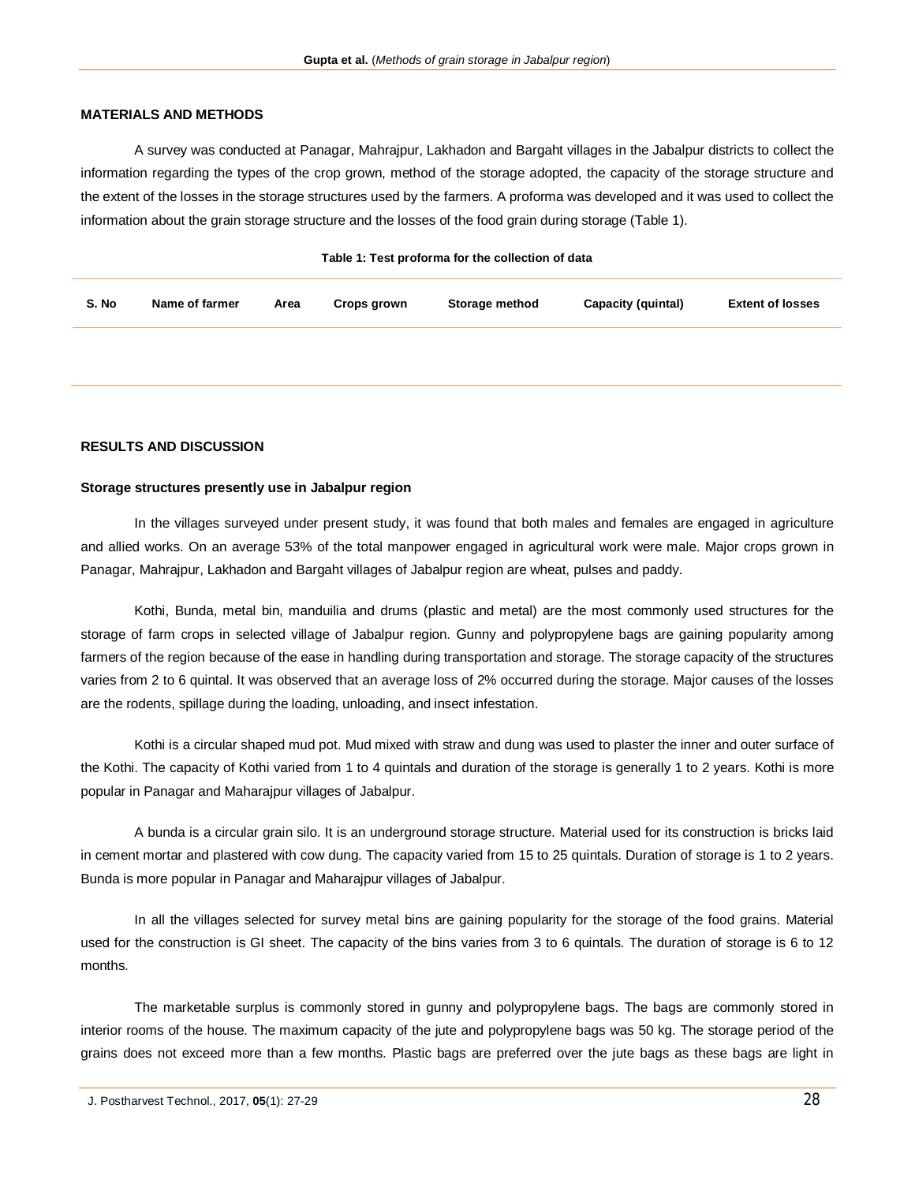## MATERIALS AND METHODS

A survey was conducted at Panagar, Mahrajpur, Lakhadon and Bargaht villages in the Jabalpur districts to collect the information regarding the types of the crop grown, method of the storage adopted, the capacity of the storage structure and the extent of the losses in the storage structures used by the farmers. A proforma was developed and it was used to collect the information about the grain storage structure and the losses of the food grain during storage (Table 1).

**Table 1: Test proforma for the collection of data**

| S. No | Name of farmer | Area | Crops grown | Storage method | Capacity (quintal) | Extent of losses |
|---|---|---|---|---|---|---|
| | | | | | | |

## RESULTS AND DISCUSSION

### Storage structures presently use in Jabalpur region

In the villages surveyed under present study, it was found that both males and females are engaged in agriculture and allied works. On an average 53% of the total manpower engaged in agricultural work were male. Major crops grown in Panagar, Mahrajpur, Lakhadon and Bargaht villages of Jabalpur region are wheat, pulses and paddy.

Kothi, Bunda, metal bin, manduilia and drums (plastic and metal) are the most commonly used structures for the storage of farm crops in selected village of Jabalpur region. Gunny and polypropylene bags are gaining popularity among farmers of the region because of the ease in handling during transportation and storage. The storage capacity of the structures varies from 2 to 6 quintal. It was observed that an average loss of 2% occurred during the storage. Major causes of the losses are the rodents, spillage during the loading, unloading, and insect infestation.

Kothi is a circular shaped mud pot. Mud mixed with straw and dung was used to plaster the inner and outer surface of the Kothi. The capacity of Kothi varied from 1 to 4 quintals and duration of the storage is generally 1 to 2 years. Kothi is more popular in Panagar and Maharajpur villages of Jabalpur.

A bunda is a circular grain silo. It is an underground storage structure. Material used for its construction is bricks laid in cement mortar and plastered with cow dung. The capacity varied from 15 to 25 quintals. Duration of storage is 1 to 2 years. Bunda is more popular in Panagar and Maharajpur villages of Jabalpur.

In all the villages selected for survey metal bins are gaining popularity for the storage of the food grains. Material used for the construction is GI sheet. The capacity of the bins varies from 3 to 6 quintals. The duration of storage is 6 to 12 months.

The marketable surplus is commonly stored in gunny and polypropylene bags. The bags are commonly stored in interior rooms of the house. The maximum capacity of the jute and polypropylene bags was 50 kg. The storage period of the grains does not exceed more than a few months. Plastic bags are preferred over the jute bags as these bags are light in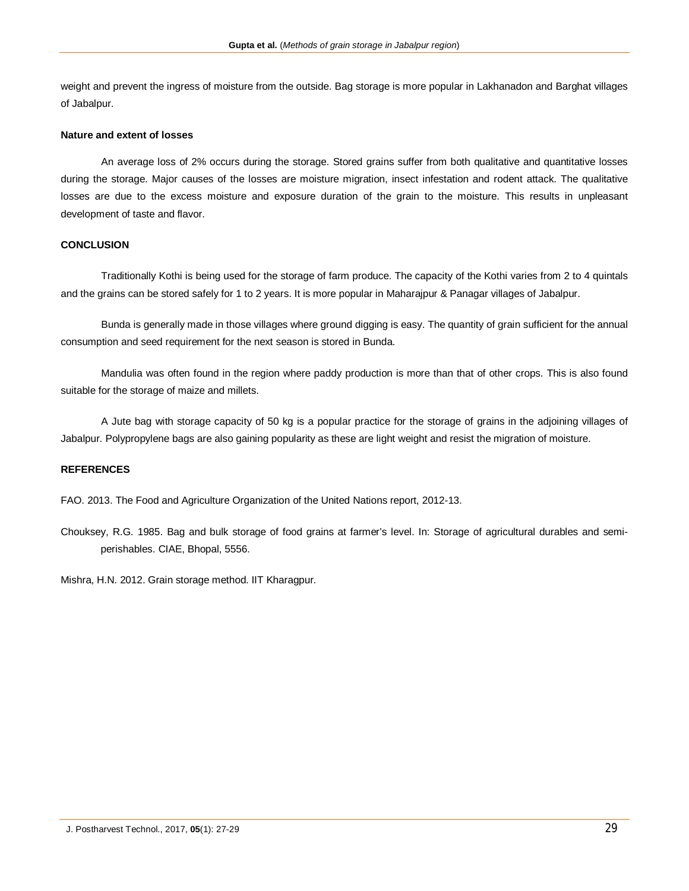weight and prevent the ingress of moisture from the outside. Bag storage is more popular in Lakhanadon and Barghat villages of Jabalpur.

### Nature and extent of losses

An average loss of 2% occurs during the storage. Stored grains suffer from both qualitative and quantitative losses during the storage. Major causes of the losses are moisture migration, insect infestation and rodent attack. The qualitative losses are due to the excess moisture and exposure duration of the grain to the moisture. This results in unpleasant development of taste and flavor.

## CONCLUSION

Traditionally Kothi is being used for the storage of farm produce. The capacity of the Kothi varies from 2 to 4 quintals and the grains can be stored safely for 1 to 2 years. It is more popular in Maharajpur & Panagar villages of Jabalpur.

Bunda is generally made in those villages where ground digging is easy. The quantity of grain sufficient for the annual consumption and seed requirement for the next season is stored in Bunda.

Mandulia was often found in the region where paddy production is more than that of other crops. This is also found suitable for the storage of maize and millets.

A Jute bag with storage capacity of 50 kg is a popular practice for the storage of grains in the adjoining villages of Jabalpur. Polypropylene bags are also gaining popularity as these are light weight and resist the migration of moisture.

## REFERENCES

FAO. 2013. The Food and Agriculture Organization of the United Nations report, 2012-13.

Chouksey, R.G. 1985. Bag and bulk storage of food grains at farmer's level. In: Storage of agricultural durables and semi-perishables. CIAE, Bhopal, 5556.

Mishra, H.N. 2012. Grain storage method. IIT Kharagpur.